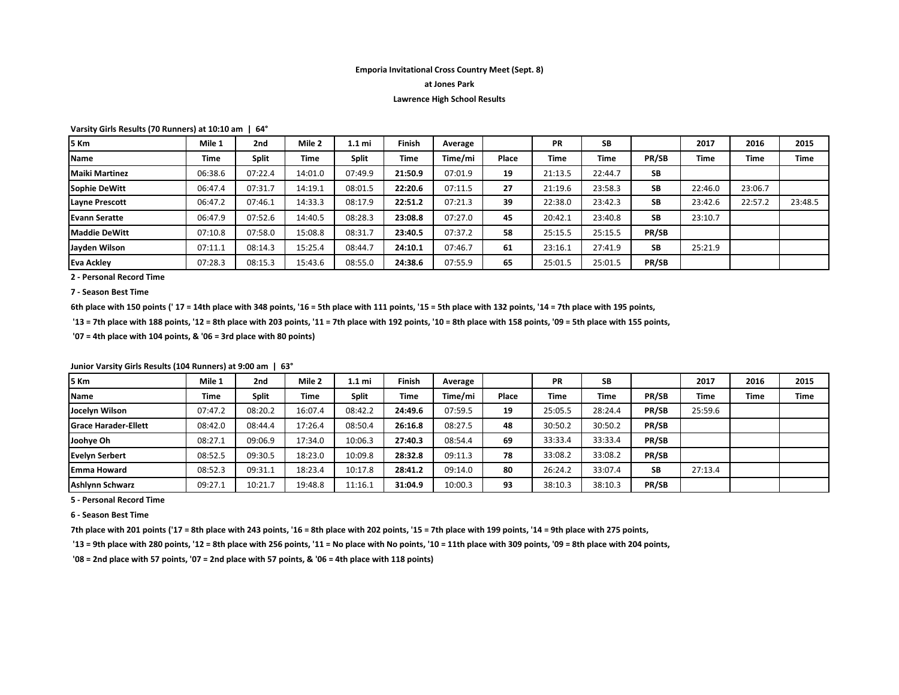**Emporia Invitational Cross Country Meet (Sept. 8)**

**at Jones Park**

**Lawrence High School Results**

**Varsity Girls Results (70 Runners) at 10:10 am | 64°**

| 5 Km | Mile 1 | 2nd | Mile 2 | 1.1 mi | Finish | Average | | PR | SB | | 2017 | 2016 | 2015 |
|---|---|---|---|---|---|---|---|---|---|---|---|---|---|
| **Name** | **Time** | **Split** | **Time** | **Split** | **Time** | **Time/mi** | **Place** | **Time** | **Time** | **PR/SB** | **Time** | **Time** | **Time** |
| **Maiki Martinez** | 06:38.6 | 07:22.4 | 14:01.0 | 07:49.9 | **21:50.9** | 07:01.9 | **19** | 21:13.5 | 22:44.7 | **SB** | | | |
| **Sophie DeWitt** | 06:47.4 | 07:31.7 | 14:19.1 | 08:01.5 | **22:20.6** | 07:11.5 | **27** | 21:19.6 | 23:58.3 | **SB** | 22:46.0 | 23:06.7 | |
| **Layne Prescott** | 06:47.2 | 07:46.1 | 14:33.3 | 08:17.9 | **22:51.2** | 07:21.3 | **39** | 22:38.0 | 23:42.3 | **SB** | 23:42.6 | 22:57.2 | 23:48.5 |
| **Evann Seratte** | 06:47.9 | 07:52.6 | 14:40.5 | 08:28.3 | **23:08.8** | 07:27.0 | **45** | 20:42.1 | 23:40.8 | **SB** | 23:10.7 | | |
| **Maddie DeWitt** | 07:10.8 | 07:58.0 | 15:08.8 | 08:31.7 | **23:40.5** | 07:37.2 | **58** | 25:15.5 | 25:15.5 | **PR/SB** | | | |
| **Jayden Wilson** | 07:11.1 | 08:14.3 | 15:25.4 | 08:44.7 | **24:10.1** | 07:46.7 | **61** | 23:16.1 | 27:41.9 | **SB** | 25:21.9 | | |
| **Eva Ackley** | 07:28.3 | 08:15.3 | 15:43.6 | 08:55.0 | **24:38.6** | 07:55.9 | **65** | 25:01.5 | 25:01.5 | **PR/SB** | | | |

**2 - Personal Record Time**

**7 - Season Best Time**

**6th place with 150 points (' 17 = 14th place with 348 points, '16 = 5th place with 111 points, '15 = 5th place with 132 points, '14 = 7th place with 195 points,**
**'13 = 7th place with 188 points, '12 = 8th place with 203 points, '11 = 7th place with 192 points, '10 = 8th place with 158 points, '09 = 5th place with 155 points,**
**'07 = 4th place with 104 points, & '06 = 3rd place with 80 points)**

**Junior Varsity Girls Results (104 Runners) at 9:00 am | 63°**

| 5 Km | Mile 1 | 2nd | Mile 2 | 1.1 mi | Finish | Average | | PR | SB | | 2017 | 2016 | 2015 |
|---|---|---|---|---|---|---|---|---|---|---|---|---|---|
| **Name** | **Time** | **Split** | **Time** | **Split** | **Time** | **Time/mi** | **Place** | **Time** | **Time** | **PR/SB** | **Time** | **Time** | **Time** |
| **Jocelyn Wilson** | 07:47.2 | 08:20.2 | 16:07.4 | 08:42.2 | **24:49.6** | 07:59.5 | **19** | 25:05.5 | 28:24.4 | **PR/SB** | 25:59.6 | | |
| **Grace Harader-Ellett** | 08:42.0 | 08:44.4 | 17:26.4 | 08:50.4 | **26:16.8** | 08:27.5 | **48** | 30:50.2 | 30:50.2 | **PR/SB** | | | |
| **Joohye Oh** | 08:27.1 | 09:06.9 | 17:34.0 | 10:06.3 | **27:40.3** | 08:54.4 | **69** | 33:33.4 | 33:33.4 | **PR/SB** | | | |
| **Evelyn Serbert** | 08:52.5 | 09:30.5 | 18:23.0 | 10:09.8 | **28:32.8** | 09:11.3 | **78** | 33:08.2 | 33:08.2 | **PR/SB** | | | |
| **Emma Howard** | 08:52.3 | 09:31.1 | 18:23.4 | 10:17.8 | **28:41.2** | 09:14.0 | **80** | 26:24.2 | 33:07.4 | **SB** | 27:13.4 | | |
| **Ashlynn Schwarz** | 09:27.1 | 10:21.7 | 19:48.8 | 11:16.1 | **31:04.9** | 10:00.3 | **93** | 38:10.3 | 38:10.3 | **PR/SB** | | | |

**5 - Personal Record Time**

**6 - Season Best Time**

**7th place with 201 points ('17 = 8th place with 243 points, '16 = 8th place with 202 points, '15 = 7th place with 199 points, '14 = 9th place with 275 points,**
**'13 = 9th place with 280 points, '12 = 8th place with 256 points, '11 = No place with No points, '10 = 11th place with 309 points, '09 = 8th place with 204 points,**
**'08 = 2nd place with 57 points, '07 = 2nd place with 57 points, & '06 = 4th place with 118 points)**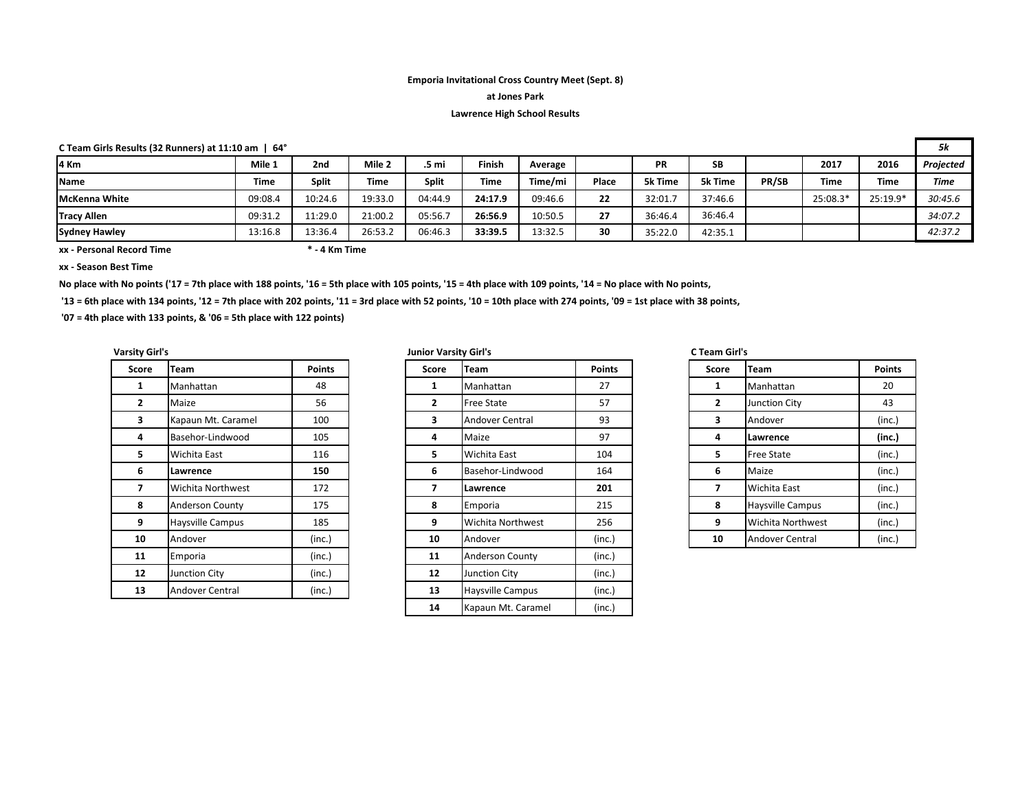**Emporia Invitational Cross Country Meet (Sept. 8)**

**at Jones Park**

**Lawrence High School Results**

| C Team Girls Results (32 Runners) at 11:10 am \| 64° | | | | | | | | | | | | | *5k* |
|---|---|---|---|---|---|---|---|---|---|---|---|---|---|
| **4 Km** | **Mile 1** | **2nd** | **Mile 2** | **.5 mi** | **Finish** | **Average** | | **PR** | **SB** | | **2017** | **2016** | ***Projected*** |
| **Name** | **Time** | **Split** | **Time** | **Split** | **Time** | **Time/mi** | **Place** | **5k Time** | **5k Time** | **PR/SB** | **Time** | **Time** | ***Time*** |
| **McKenna White** | 09:08.4 | 10:24.6 | 19:33.0 | 04:44.9 | **24:17.9** | 09:46.6 | **22** | 32:01.7 | 37:46.6 | | 25:08.3* | 25:19.9* | *30:45.6* |
| **Tracy Allen** | 09:31.2 | 11:29.0 | 21:00.2 | 05:56.7 | **26:56.9** | 10:50.5 | **27** | 36:46.4 | 36:46.4 | | | | *34:07.2* |
| **Sydney Hawley** | 13:16.8 | 13:36.4 | 26:53.2 | 06:46.3 | **33:39.5** | 13:32.5 | **30** | 35:22.0 | 42:35.1 | | | | *42:37.2* |

**xx - Personal Record Time** **\* - 4 Km Time**

**xx - Season Best Time**

**No place with No points ('17 = 7th place with 188 points, '16 = 5th place with 105 points, '15 = 4th place with 109 points, '14 = No place with No points,**

**'13 = 6th place with 134 points, '12 = 7th place with 202 points, '11 = 3rd place with 52 points, '10 = 10th place with 274 points, '09 = 1st place with 38 points,**

**'07 = 4th place with 133 points, & '06 = 5th place with 122 points)**

**Varsity Girl's**

| Score | Team | Points |
|---|---|---|
| **1** | Manhattan | 48 |
| **2** | Maize | 56 |
| **3** | Kapaun Mt. Caramel | 100 |
| **4** | Basehor-Lindwood | 105 |
| **5** | Wichita East | 116 |
| **6** | **Lawrence** | **150** |
| **7** | Wichita Northwest | 172 |
| **8** | Anderson County | 175 |
| **9** | Haysville Campus | 185 |
| **10** | Andover | (inc.) |
| **11** | Emporia | (inc.) |
| **12** | Junction City | (inc.) |
| **13** | Andover Central | (inc.) |

**Junior Varsity Girl's**

| Score | Team | Points |
|---|---|---|
| **1** | Manhattan | 27 |
| **2** | Free State | 57 |
| **3** | Andover Central | 93 |
| **4** | Maize | 97 |
| **5** | Wichita East | 104 |
| **6** | Basehor-Lindwood | 164 |
| **7** | **Lawrence** | **201** |
| **8** | Emporia | 215 |
| **9** | Wichita Northwest | 256 |
| **10** | Andover | (inc.) |
| **11** | Anderson County | (inc.) |
| **12** | Junction City | (inc.) |
| **13** | Haysville Campus | (inc.) |
| **14** | Kapaun Mt. Caramel | (inc.) |

**C Team Girl's**

| Score | Team | Points |
|---|---|---|
| **1** | Manhattan | 20 |
| **2** | Junction City | 43 |
| **3** | Andover | (inc.) |
| **4** | **Lawrence** | **(inc.)** |
| **5** | Free State | (inc.) |
| **6** | Maize | (inc.) |
| **7** | Wichita East | (inc.) |
| **8** | Haysville Campus | (inc.) |
| **9** | Wichita Northwest | (inc.) |
| **10** | Andover Central | (inc.) |